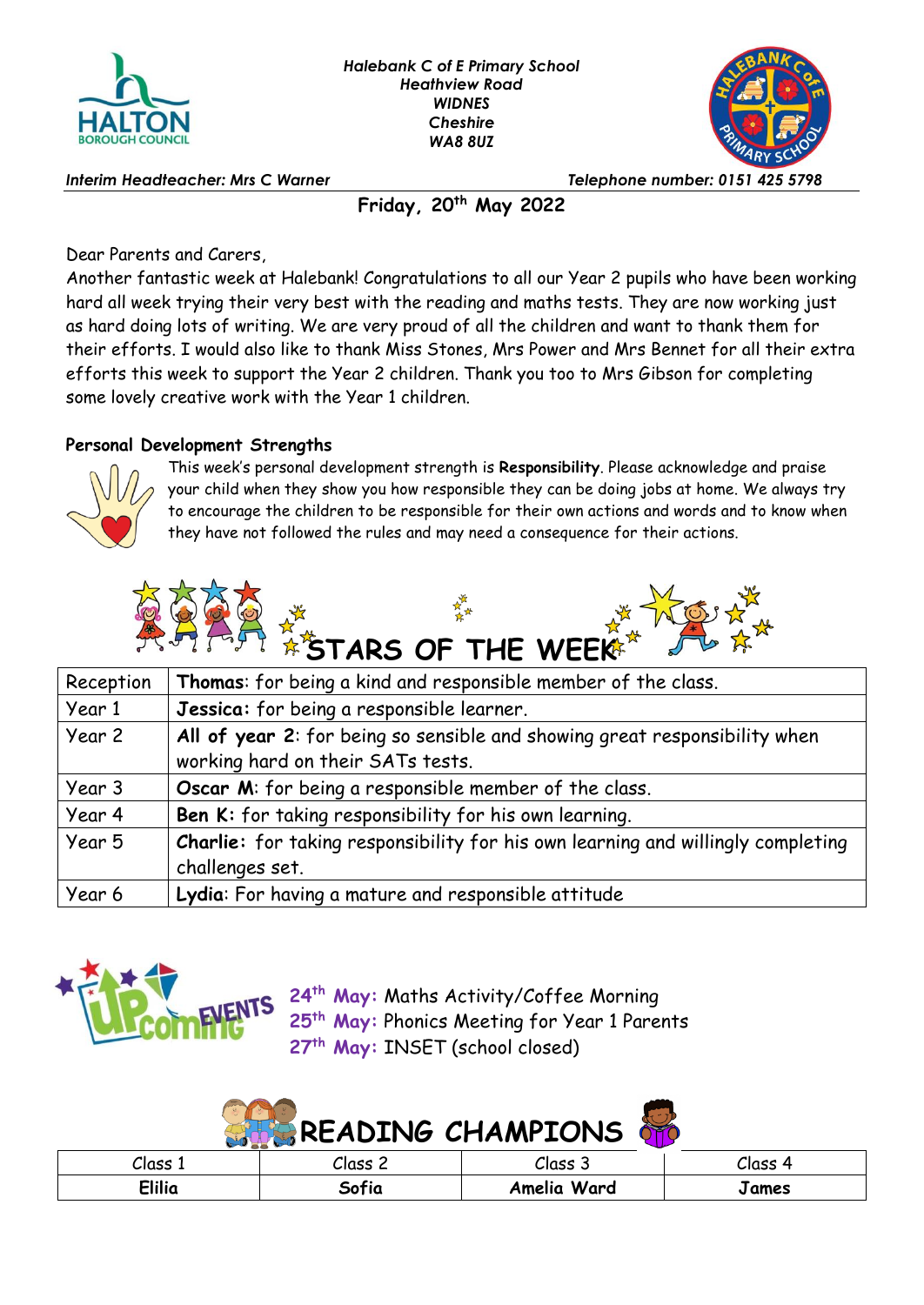*Halebank C of E Primary School*
*Heathview Road*
*WIDNES*
*Cheshire*
*WA8 8UZ*

*Interim Headteacher: Mrs C Warner*

*Telephone number: 0151 425 5798*

**Friday, 20th May 2022**

Dear Parents and Carers,

Another fantastic week at Halebank! Congratulations to all our Year 2 pupils who have been working hard all week trying their very best with the reading and maths tests. They are now working just as hard doing lots of writing. We are very proud of all the children and want to thank them for their efforts. I would also like to thank Miss Stones, Mrs Power and Mrs Bennet for all their extra efforts this week to support the Year 2 children. Thank you too to Mrs Gibson for completing some lovely creative work with the Year 1 children.

**Personal Development Strengths**

This week's personal development strength is **Responsibility**. Please acknowledge and praise your child when they show you how responsible they can be doing jobs at home. We always try to encourage the children to be responsible for their own actions and words and to know when they have not followed the rules and may need a consequence for their actions.

## STARS OF THE WEEK

| | |
|---|---|
| Reception | **Thomas**: for being a kind and responsible member of the class. |
| Year 1 | **Jessica:** for being a responsible learner. |
| Year 2 | **All of year 2**: for being so sensible and showing great responsibility when working hard on their SATs tests. |
| Year 3 | **Oscar M**: for being a responsible member of the class. |
| Year 4 | **Ben K:** for taking responsibility for his own learning. |
| Year 5 | **Charlie:** for taking responsibility for his own learning and willingly completing challenges set. |
| Year 6 | **Lydia**: For having a mature and responsible attitude |

## UPCOMING EVENTS

**24th May:** Maths Activity/Coffee Morning
**25th May:** Phonics Meeting for Year 1 Parents
**27th May:** INSET (school closed)

## READING CHAMPIONS

| Class 1 | Class 2 | Class 3 | Class 4 |
|---|---|---|---|
| **Elilia** | **Sofia** | **Amelia Ward** | **James** |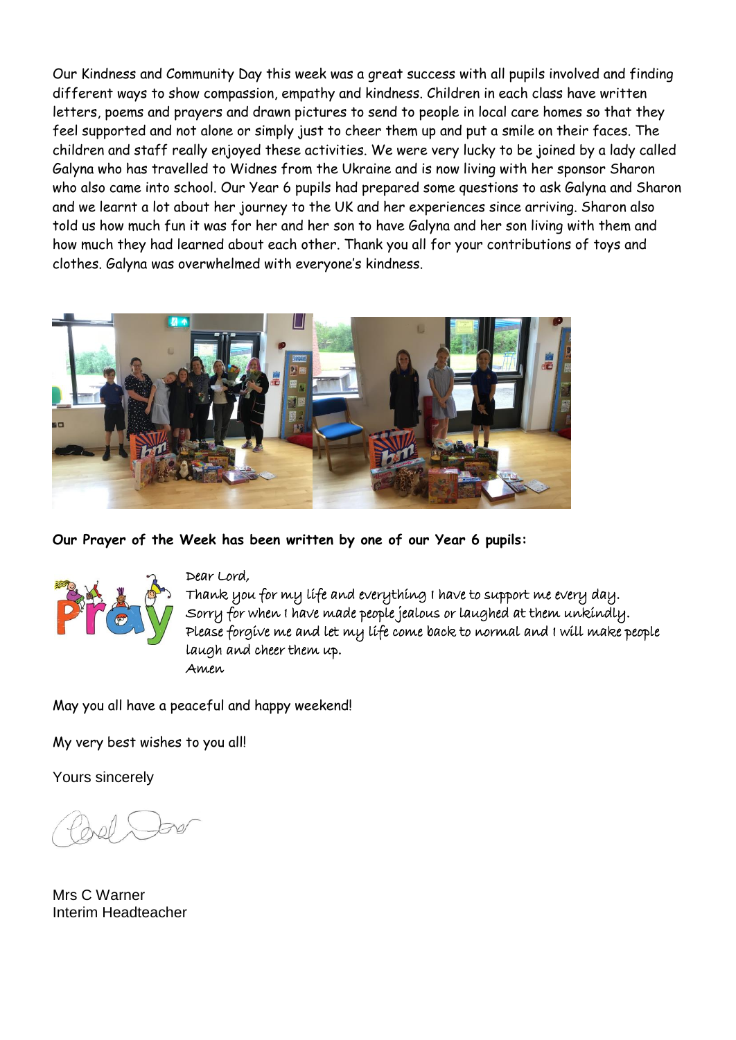Our Kindness and Community Day this week was a great success with all pupils involved and finding different ways to show compassion, empathy and kindness. Children in each class have written letters, poems and prayers and drawn pictures to send to people in local care homes so that they feel supported and not alone or simply just to cheer them up and put a smile on their faces. The children and staff really enjoyed these activities. We were very lucky to be joined by a lady called Galyna who has travelled to Widnes from the Ukraine and is now living with her sponsor Sharon who also came into school. Our Year 6 pupils had prepared some questions to ask Galyna and Sharon and we learnt a lot about her journey to the UK and her experiences since arriving. Sharon also told us how much fun it was for her and her son to have Galyna and her son living with them and how much they had learned about each other. Thank you all for your contributions of toys and clothes. Galyna was overwhelmed with everyone's kindness.

**Our Prayer of the Week has been written by one of our Year 6 pupils:**

Dear Lord,
Thank you for my life and everything I have to support me every day.
Sorry for when I have made people jealous or laughed at them unkindly.
Please forgive me and let my life come back to normal and I will make people laugh and cheer them up.
Amen

May you all have a peaceful and happy weekend!

My very best wishes to you all!

Yours sincerely

Mrs C Warner
Interim Headteacher